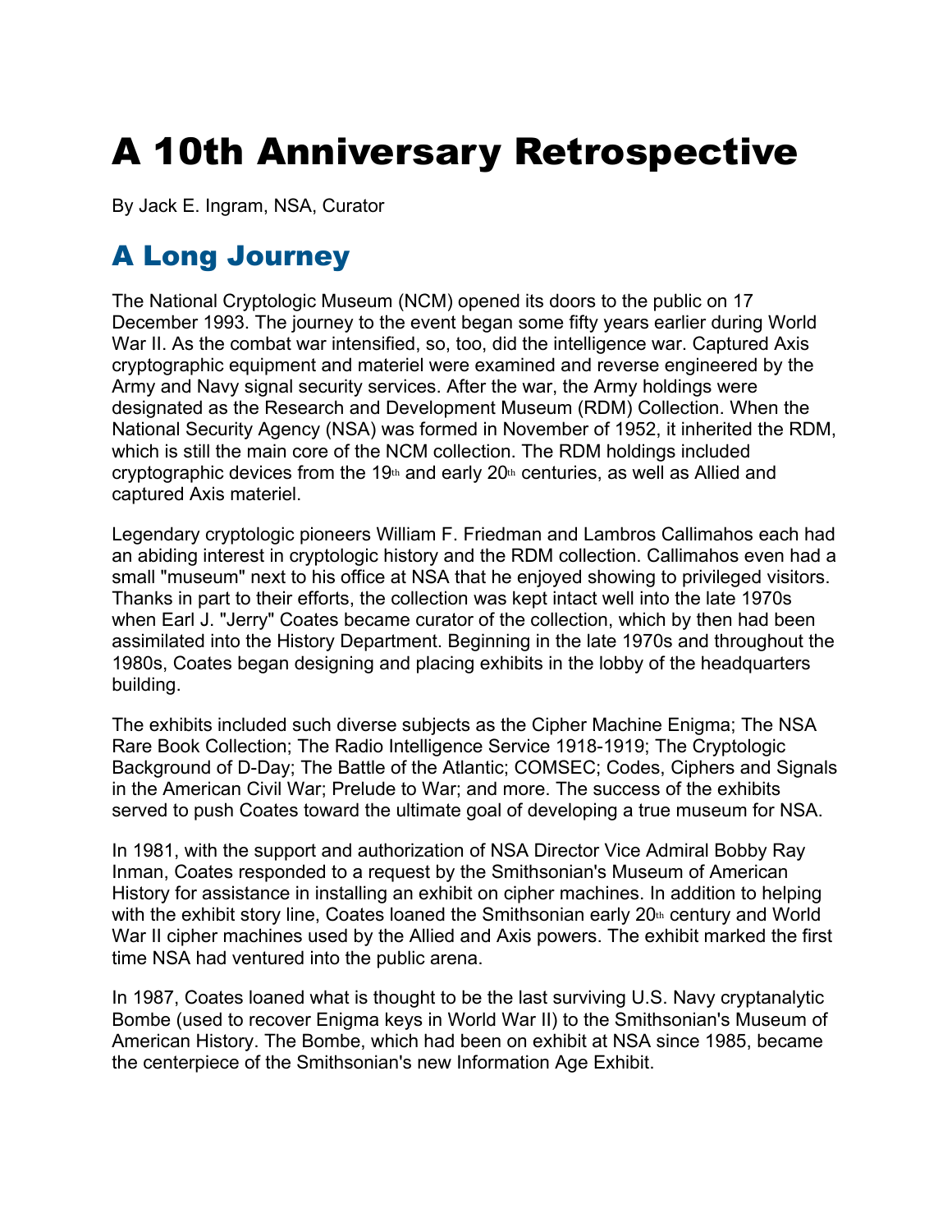# A 10th Anniversary Retrospective

By Jack E. Ingram, NSA, Curator

## A Long Journey

The National Cryptologic Museum (NCM) opened its doors to the public on 17 December 1993. The journey to the event began some fifty years earlier during World War II. As the combat war intensified, so, too, did the intelligence war. Captured Axis cryptographic equipment and materiel were examined and reverse engineered by the Army and Navy signal security services. After the war, the Army holdings were designated as the Research and Development Museum (RDM) Collection. When the National Security Agency (NSA) was formed in November of 1952, it inherited the RDM, which is still the main core of the NCM collection. The RDM holdings included cryptographic devices from the 19th and early 20th centuries, as well as Allied and captured Axis materiel.

Legendary cryptologic pioneers William F. Friedman and Lambros Callimahos each had an abiding interest in cryptologic history and the RDM collection. Callimahos even had a small "museum" next to his office at NSA that he enjoyed showing to privileged visitors. Thanks in part to their efforts, the collection was kept intact well into the late 1970s when Earl J. "Jerry" Coates became curator of the collection, which by then had been assimilated into the History Department. Beginning in the late 1970s and throughout the 1980s, Coates began designing and placing exhibits in the lobby of the headquarters building.

The exhibits included such diverse subjects as the Cipher Machine Enigma; The NSA Rare Book Collection; The Radio Intelligence Service 1918-1919; The Cryptologic Background of D-Day; The Battle of the Atlantic; COMSEC; Codes, Ciphers and Signals in the American Civil War; Prelude to War; and more. The success of the exhibits served to push Coates toward the ultimate goal of developing a true museum for NSA.

In 1981, with the support and authorization of NSA Director Vice Admiral Bobby Ray Inman, Coates responded to a request by the Smithsonian's Museum of American History for assistance in installing an exhibit on cipher machines. In addition to helping with the exhibit story line, Coates loaned the Smithsonian early 20th century and World War II cipher machines used by the Allied and Axis powers. The exhibit marked the first time NSA had ventured into the public arena.

In 1987, Coates loaned what is thought to be the last surviving U.S. Navy cryptanalytic Bombe (used to recover Enigma keys in World War II) to the Smithsonian's Museum of American History. The Bombe, which had been on exhibit at NSA since 1985, became the centerpiece of the Smithsonian's new Information Age Exhibit.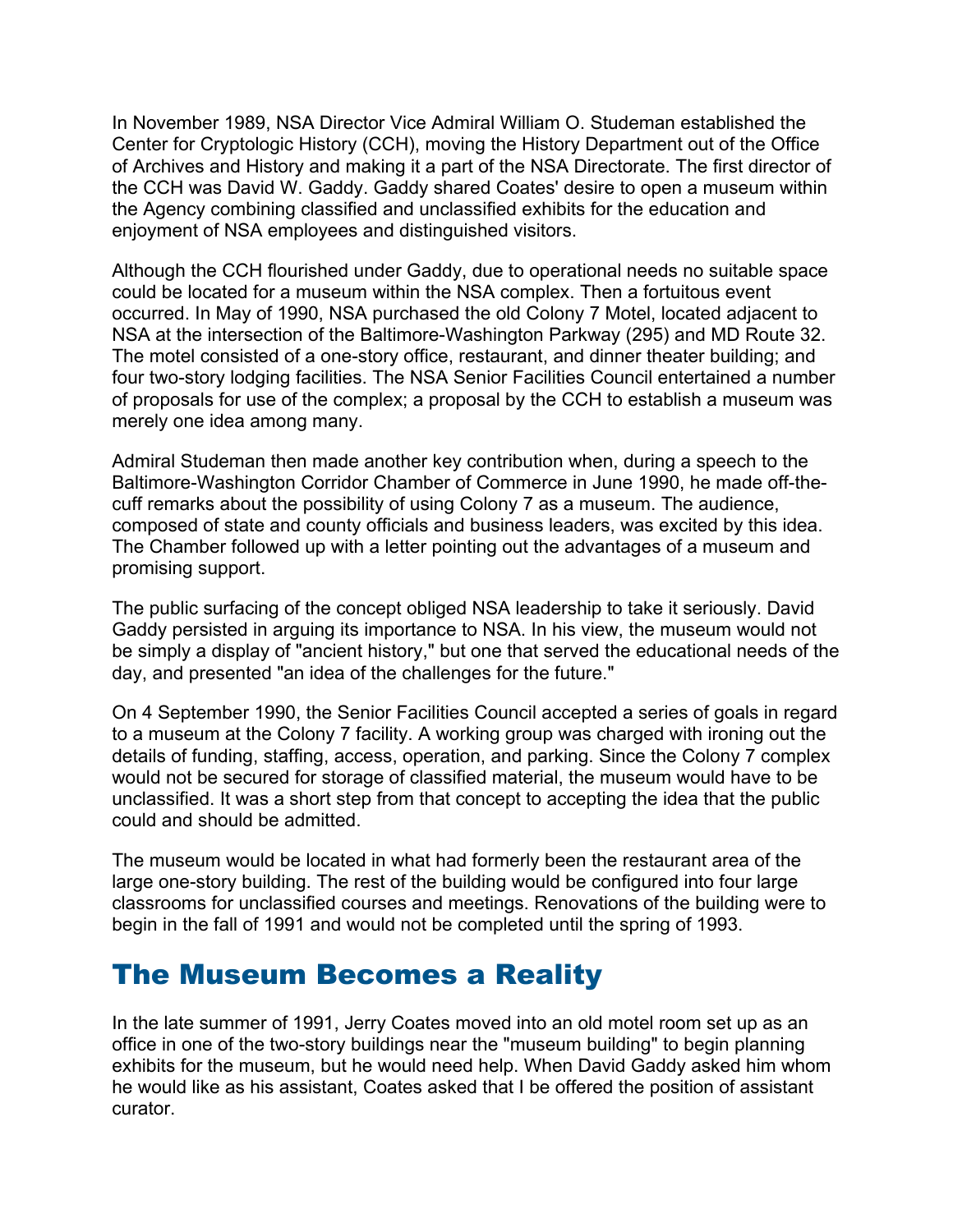In November 1989, NSA Director Vice Admiral William O. Studeman established the Center for Cryptologic History (CCH), moving the History Department out of the Office of Archives and History and making it a part of the NSA Directorate. The first director of the CCH was David W. Gaddy. Gaddy shared Coates' desire to open a museum within the Agency combining classified and unclassified exhibits for the education and enjoyment of NSA employees and distinguished visitors.

Although the CCH flourished under Gaddy, due to operational needs no suitable space could be located for a museum within the NSA complex. Then a fortuitous event occurred. In May of 1990, NSA purchased the old Colony 7 Motel, located adjacent to NSA at the intersection of the Baltimore-Washington Parkway (295) and MD Route 32. The motel consisted of a one-story office, restaurant, and dinner theater building; and four two-story lodging facilities. The NSA Senior Facilities Council entertained a number of proposals for use of the complex; a proposal by the CCH to establish a museum was merely one idea among many.

Admiral Studeman then made another key contribution when, during a speech to the Baltimore-Washington Corridor Chamber of Commerce in June 1990, he made off-the-cuff remarks about the possibility of using Colony 7 as a museum. The audience, composed of state and county officials and business leaders, was excited by this idea. The Chamber followed up with a letter pointing out the advantages of a museum and promising support.

The public surfacing of the concept obliged NSA leadership to take it seriously. David Gaddy persisted in arguing its importance to NSA. In his view, the museum would not be simply a display of "ancient history," but one that served the educational needs of the day, and presented "an idea of the challenges for the future."

On 4 September 1990, the Senior Facilities Council accepted a series of goals in regard to a museum at the Colony 7 facility. A working group was charged with ironing out the details of funding, staffing, access, operation, and parking. Since the Colony 7 complex would not be secured for storage of classified material, the museum would have to be unclassified. It was a short step from that concept to accepting the idea that the public could and should be admitted.

The museum would be located in what had formerly been the restaurant area of the large one-story building. The rest of the building would be configured into four large classrooms for unclassified courses and meetings. Renovations of the building were to begin in the fall of 1991 and would not be completed until the spring of 1993.

## The Museum Becomes a Reality

In the late summer of 1991, Jerry Coates moved into an old motel room set up as an office in one of the two-story buildings near the "museum building" to begin planning exhibits for the museum, but he would need help. When David Gaddy asked him whom he would like as his assistant, Coates asked that I be offered the position of assistant curator.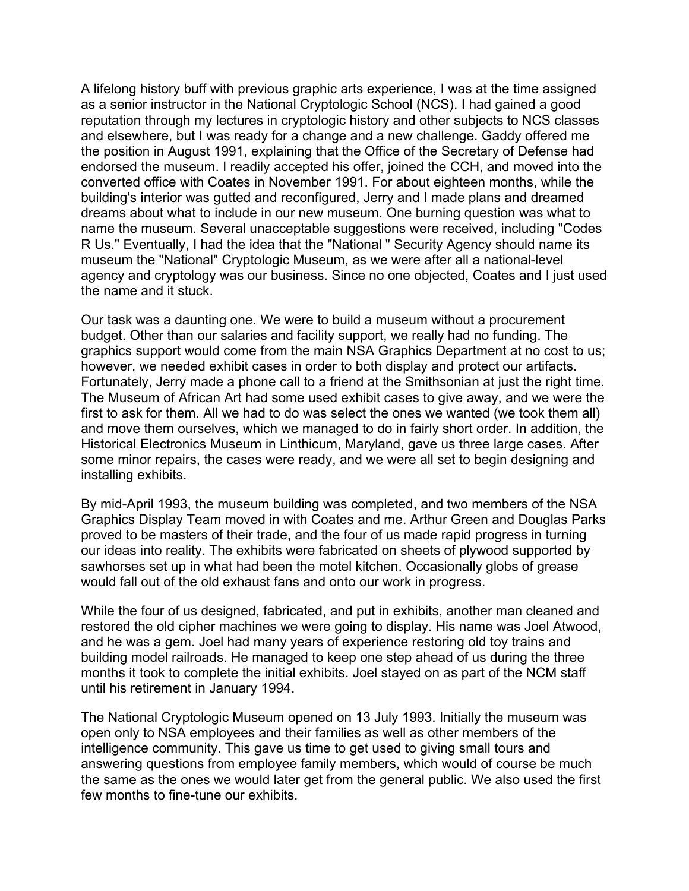A lifelong history buff with previous graphic arts experience, I was at the time assigned as a senior instructor in the National Cryptologic School (NCS). I had gained a good reputation through my lectures in cryptologic history and other subjects to NCS classes and elsewhere, but I was ready for a change and a new challenge. Gaddy offered me the position in August 1991, explaining that the Office of the Secretary of Defense had endorsed the museum. I readily accepted his offer, joined the CCH, and moved into the converted office with Coates in November 1991. For about eighteen months, while the building's interior was gutted and reconfigured, Jerry and I made plans and dreamed dreams about what to include in our new museum. One burning question was what to name the museum. Several unacceptable suggestions were received, including "Codes R Us." Eventually, I had the idea that the "National " Security Agency should name its museum the "National" Cryptologic Museum, as we were after all a national-level agency and cryptology was our business. Since no one objected, Coates and I just used the name and it stuck.

Our task was a daunting one. We were to build a museum without a procurement budget. Other than our salaries and facility support, we really had no funding. The graphics support would come from the main NSA Graphics Department at no cost to us; however, we needed exhibit cases in order to both display and protect our artifacts. Fortunately, Jerry made a phone call to a friend at the Smithsonian at just the right time. The Museum of African Art had some used exhibit cases to give away, and we were the first to ask for them. All we had to do was select the ones we wanted (we took them all) and move them ourselves, which we managed to do in fairly short order. In addition, the Historical Electronics Museum in Linthicum, Maryland, gave us three large cases. After some minor repairs, the cases were ready, and we were all set to begin designing and installing exhibits.

By mid-April 1993, the museum building was completed, and two members of the NSA Graphics Display Team moved in with Coates and me. Arthur Green and Douglas Parks proved to be masters of their trade, and the four of us made rapid progress in turning our ideas into reality. The exhibits were fabricated on sheets of plywood supported by sawhorses set up in what had been the motel kitchen. Occasionally globs of grease would fall out of the old exhaust fans and onto our work in progress.

While the four of us designed, fabricated, and put in exhibits, another man cleaned and restored the old cipher machines we were going to display. His name was Joel Atwood, and he was a gem. Joel had many years of experience restoring old toy trains and building model railroads. He managed to keep one step ahead of us during the three months it took to complete the initial exhibits. Joel stayed on as part of the NCM staff until his retirement in January 1994.

The National Cryptologic Museum opened on 13 July 1993. Initially the museum was open only to NSA employees and their families as well as other members of the intelligence community. This gave us time to get used to giving small tours and answering questions from employee family members, which would of course be much the same as the ones we would later get from the general public. We also used the first few months to fine-tune our exhibits.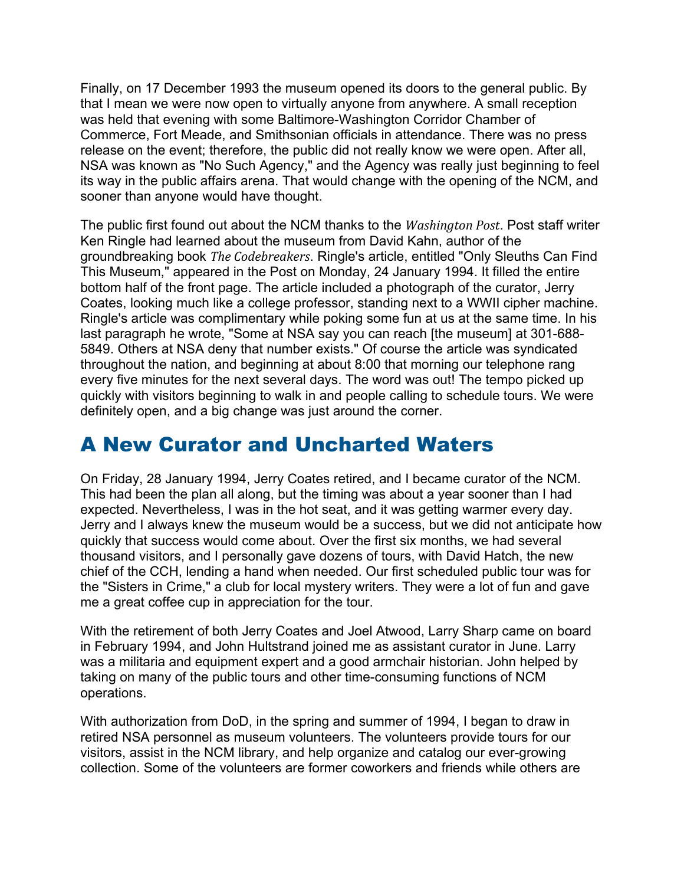Finally, on 17 December 1993 the museum opened its doors to the general public. By that I mean we were now open to virtually anyone from anywhere. A small reception was held that evening with some Baltimore-Washington Corridor Chamber of Commerce, Fort Meade, and Smithsonian officials in attendance. There was no press release on the event; therefore, the public did not really know we were open. After all, NSA was known as "No Such Agency," and the Agency was really just beginning to feel its way in the public affairs arena. That would change with the opening of the NCM, and sooner than anyone would have thought.

The public first found out about the NCM thanks to the *Washington Post*. Post staff writer Ken Ringle had learned about the museum from David Kahn, author of the groundbreaking book *The Codebreakers*. Ringle's article, entitled "Only Sleuths Can Find This Museum," appeared in the Post on Monday, 24 January 1994. It filled the entire bottom half of the front page. The article included a photograph of the curator, Jerry Coates, looking much like a college professor, standing next to a WWII cipher machine. Ringle's article was complimentary while poking some fun at us at the same time. In his last paragraph he wrote, "Some at NSA say you can reach [the museum] at 301-688-5849. Others at NSA deny that number exists." Of course the article was syndicated throughout the nation, and beginning at about 8:00 that morning our telephone rang every five minutes for the next several days. The word was out! The tempo picked up quickly with visitors beginning to walk in and people calling to schedule tours. We were definitely open, and a big change was just around the corner.

## A New Curator and Uncharted Waters

On Friday, 28 January 1994, Jerry Coates retired, and I became curator of the NCM. This had been the plan all along, but the timing was about a year sooner than I had expected. Nevertheless, I was in the hot seat, and it was getting warmer every day. Jerry and I always knew the museum would be a success, but we did not anticipate how quickly that success would come about. Over the first six months, we had several thousand visitors, and I personally gave dozens of tours, with David Hatch, the new chief of the CCH, lending a hand when needed. Our first scheduled public tour was for the "Sisters in Crime," a club for local mystery writers. They were a lot of fun and gave me a great coffee cup in appreciation for the tour.

With the retirement of both Jerry Coates and Joel Atwood, Larry Sharp came on board in February 1994, and John Hultstrand joined me as assistant curator in June. Larry was a militaria and equipment expert and a good armchair historian. John helped by taking on many of the public tours and other time-consuming functions of NCM operations.

With authorization from DoD, in the spring and summer of 1994, I began to draw in retired NSA personnel as museum volunteers. The volunteers provide tours for our visitors, assist in the NCM library, and help organize and catalog our ever-growing collection. Some of the volunteers are former coworkers and friends while others are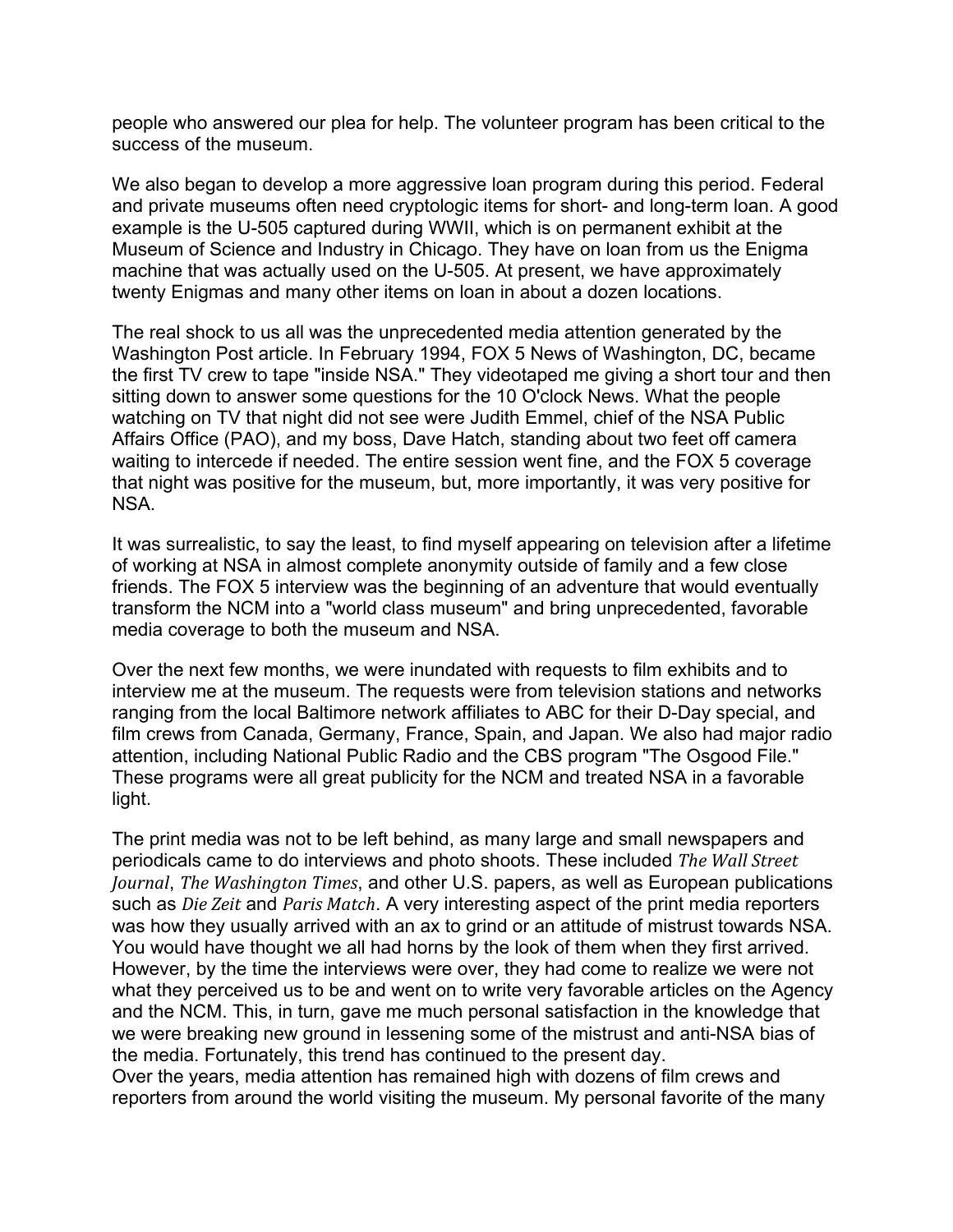people who answered our plea for help. The volunteer program has been critical to the success of the museum.

We also began to develop a more aggressive loan program during this period. Federal and private museums often need cryptologic items for short- and long-term loan. A good example is the U-505 captured during WWII, which is on permanent exhibit at the Museum of Science and Industry in Chicago. They have on loan from us the Enigma machine that was actually used on the U-505. At present, we have approximately twenty Enigmas and many other items on loan in about a dozen locations.

The real shock to us all was the unprecedented media attention generated by the Washington Post article. In February 1994, FOX 5 News of Washington, DC, became the first TV crew to tape "inside NSA." They videotaped me giving a short tour and then sitting down to answer some questions for the 10 O'clock News. What the people watching on TV that night did not see were Judith Emmel, chief of the NSA Public Affairs Office (PAO), and my boss, Dave Hatch, standing about two feet off camera waiting to intercede if needed. The entire session went fine, and the FOX 5 coverage that night was positive for the museum, but, more importantly, it was very positive for NSA.

It was surrealistic, to say the least, to find myself appearing on television after a lifetime of working at NSA in almost complete anonymity outside of family and a few close friends. The FOX 5 interview was the beginning of an adventure that would eventually transform the NCM into a "world class museum" and bring unprecedented, favorable media coverage to both the museum and NSA.

Over the next few months, we were inundated with requests to film exhibits and to interview me at the museum. The requests were from television stations and networks ranging from the local Baltimore network affiliates to ABC for their D-Day special, and film crews from Canada, Germany, France, Spain, and Japan. We also had major radio attention, including National Public Radio and the CBS program "The Osgood File." These programs were all great publicity for the NCM and treated NSA in a favorable light.

The print media was not to be left behind, as many large and small newspapers and periodicals came to do interviews and photo shoots. These included *The Wall Street Journal*, *The Washington Times*, and other U.S. papers, as well as European publications such as *Die Zeit* and *Paris Match*. A very interesting aspect of the print media reporters was how they usually arrived with an ax to grind or an attitude of mistrust towards NSA. You would have thought we all had horns by the look of them when they first arrived. However, by the time the interviews were over, they had come to realize we were not what they perceived us to be and went on to write very favorable articles on the Agency and the NCM. This, in turn, gave me much personal satisfaction in the knowledge that we were breaking new ground in lessening some of the mistrust and anti-NSA bias of the media. Fortunately, this trend has continued to the present day.

Over the years, media attention has remained high with dozens of film crews and reporters from around the world visiting the museum. My personal favorite of the many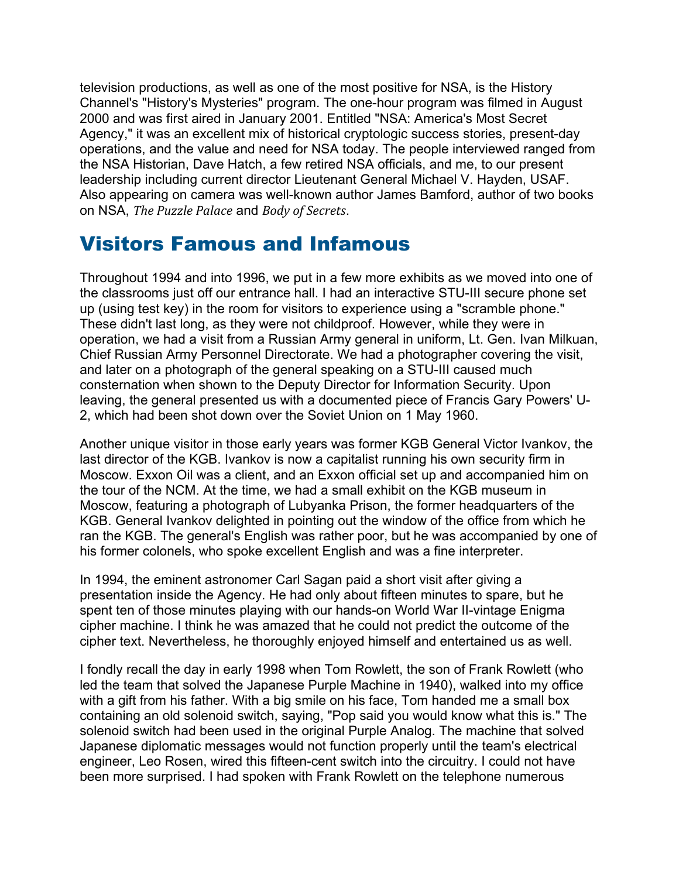television productions, as well as one of the most positive for NSA, is the History Channel's "History's Mysteries" program. The one-hour program was filmed in August 2000 and was first aired in January 2001. Entitled "NSA: America's Most Secret Agency," it was an excellent mix of historical cryptologic success stories, present-day operations, and the value and need for NSA today. The people interviewed ranged from the NSA Historian, Dave Hatch, a few retired NSA officials, and me, to our present leadership including current director Lieutenant General Michael V. Hayden, USAF. Also appearing on camera was well-known author James Bamford, author of two books on NSA, *The Puzzle Palace* and *Body of Secrets*.

## Visitors Famous and Infamous

Throughout 1994 and into 1996, we put in a few more exhibits as we moved into one of the classrooms just off our entrance hall. I had an interactive STU-III secure phone set up (using test key) in the room for visitors to experience using a "scramble phone." These didn't last long, as they were not childproof. However, while they were in operation, we had a visit from a Russian Army general in uniform, Lt. Gen. Ivan Milkuan, Chief Russian Army Personnel Directorate. We had a photographer covering the visit, and later on a photograph of the general speaking on a STU-III caused much consternation when shown to the Deputy Director for Information Security. Upon leaving, the general presented us with a documented piece of Francis Gary Powers' U-2, which had been shot down over the Soviet Union on 1 May 1960.

Another unique visitor in those early years was former KGB General Victor Ivankov, the last director of the KGB. Ivankov is now a capitalist running his own security firm in Moscow. Exxon Oil was a client, and an Exxon official set up and accompanied him on the tour of the NCM. At the time, we had a small exhibit on the KGB museum in Moscow, featuring a photograph of Lubyanka Prison, the former headquarters of the KGB. General Ivankov delighted in pointing out the window of the office from which he ran the KGB. The general's English was rather poor, but he was accompanied by one of his former colonels, who spoke excellent English and was a fine interpreter.

In 1994, the eminent astronomer Carl Sagan paid a short visit after giving a presentation inside the Agency. He had only about fifteen minutes to spare, but he spent ten of those minutes playing with our hands-on World War II-vintage Enigma cipher machine. I think he was amazed that he could not predict the outcome of the cipher text. Nevertheless, he thoroughly enjoyed himself and entertained us as well.

I fondly recall the day in early 1998 when Tom Rowlett, the son of Frank Rowlett (who led the team that solved the Japanese Purple Machine in 1940), walked into my office with a gift from his father. With a big smile on his face, Tom handed me a small box containing an old solenoid switch, saying, "Pop said you would know what this is." The solenoid switch had been used in the original Purple Analog. The machine that solved Japanese diplomatic messages would not function properly until the team's electrical engineer, Leo Rosen, wired this fifteen-cent switch into the circuitry. I could not have been more surprised. I had spoken with Frank Rowlett on the telephone numerous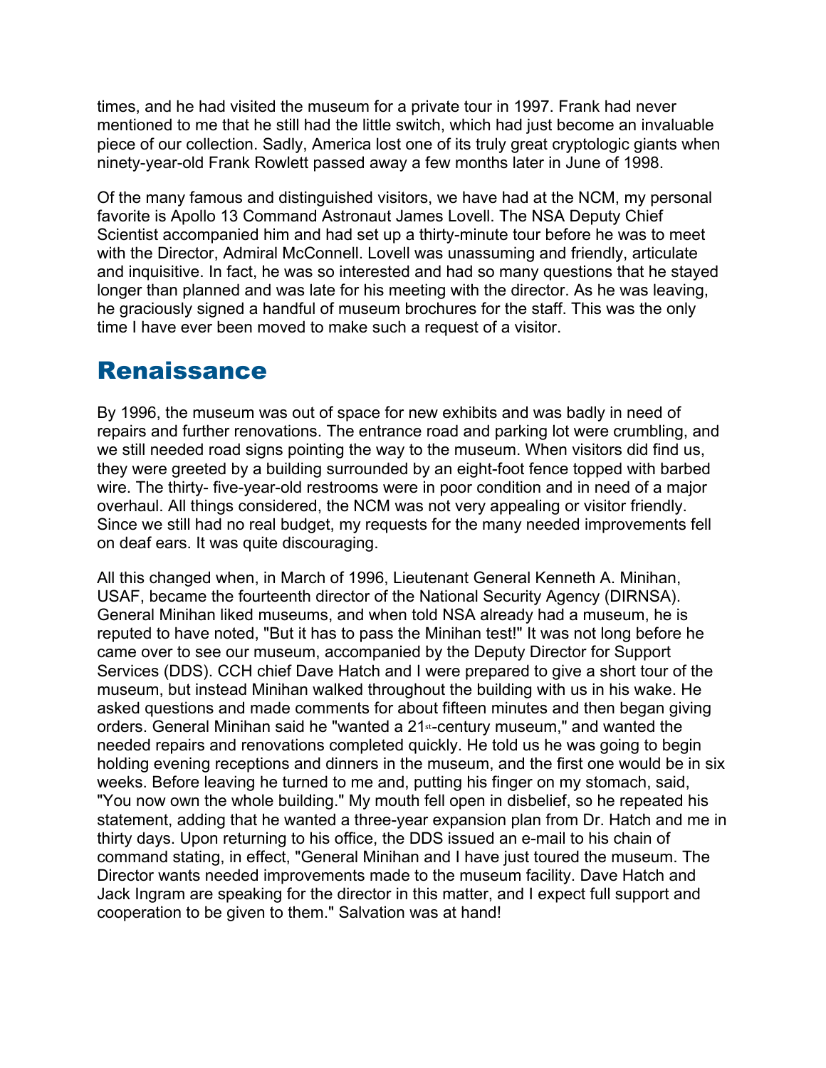times, and he had visited the museum for a private tour in 1997. Frank had never mentioned to me that he still had the little switch, which had just become an invaluable piece of our collection. Sadly, America lost one of its truly great cryptologic giants when ninety-year-old Frank Rowlett passed away a few months later in June of 1998.

Of the many famous and distinguished visitors, we have had at the NCM, my personal favorite is Apollo 13 Command Astronaut James Lovell. The NSA Deputy Chief Scientist accompanied him and had set up a thirty-minute tour before he was to meet with the Director, Admiral McConnell. Lovell was unassuming and friendly, articulate and inquisitive. In fact, he was so interested and had so many questions that he stayed longer than planned and was late for his meeting with the director. As he was leaving, he graciously signed a handful of museum brochures for the staff. This was the only time I have ever been moved to make such a request of a visitor.

## Renaissance

By 1996, the museum was out of space for new exhibits and was badly in need of repairs and further renovations. The entrance road and parking lot were crumbling, and we still needed road signs pointing the way to the museum. When visitors did find us, they were greeted by a building surrounded by an eight-foot fence topped with barbed wire. The thirty- five-year-old restrooms were in poor condition and in need of a major overhaul. All things considered, the NCM was not very appealing or visitor friendly. Since we still had no real budget, my requests for the many needed improvements fell on deaf ears. It was quite discouraging.

All this changed when, in March of 1996, Lieutenant General Kenneth A. Minihan, USAF, became the fourteenth director of the National Security Agency (DIRNSA). General Minihan liked museums, and when told NSA already had a museum, he is reputed to have noted, "But it has to pass the Minihan test!" It was not long before he came over to see our museum, accompanied by the Deputy Director for Support Services (DDS). CCH chief Dave Hatch and I were prepared to give a short tour of the museum, but instead Minihan walked throughout the building with us in his wake. He asked questions and made comments for about fifteen minutes and then began giving orders. General Minihan said he "wanted a 21st-century museum," and wanted the needed repairs and renovations completed quickly. He told us he was going to begin holding evening receptions and dinners in the museum, and the first one would be in six weeks. Before leaving he turned to me and, putting his finger on my stomach, said, "You now own the whole building." My mouth fell open in disbelief, so he repeated his statement, adding that he wanted a three-year expansion plan from Dr. Hatch and me in thirty days. Upon returning to his office, the DDS issued an e-mail to his chain of command stating, in effect, "General Minihan and I have just toured the museum. The Director wants needed improvements made to the museum facility. Dave Hatch and Jack Ingram are speaking for the director in this matter, and I expect full support and cooperation to be given to them." Salvation was at hand!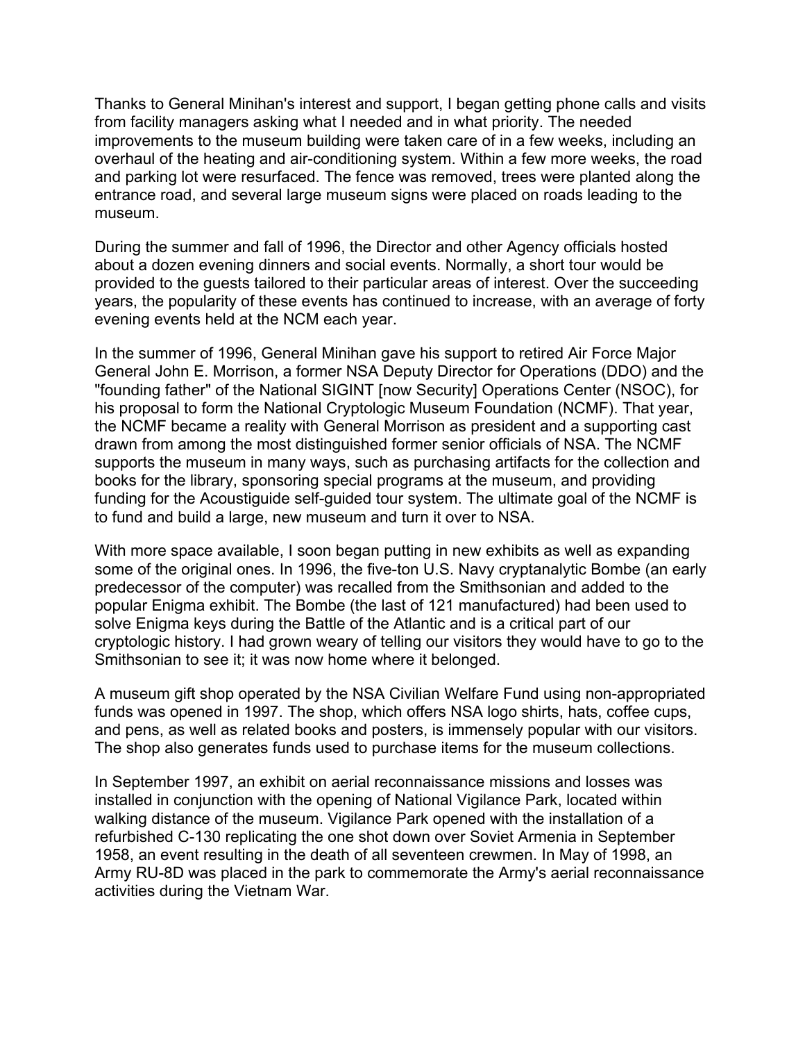Thanks to General Minihan's interest and support, I began getting phone calls and visits from facility managers asking what I needed and in what priority. The needed improvements to the museum building were taken care of in a few weeks, including an overhaul of the heating and air-conditioning system. Within a few more weeks, the road and parking lot were resurfaced. The fence was removed, trees were planted along the entrance road, and several large museum signs were placed on roads leading to the museum.

During the summer and fall of 1996, the Director and other Agency officials hosted about a dozen evening dinners and social events. Normally, a short tour would be provided to the guests tailored to their particular areas of interest. Over the succeeding years, the popularity of these events has continued to increase, with an average of forty evening events held at the NCM each year.

In the summer of 1996, General Minihan gave his support to retired Air Force Major General John E. Morrison, a former NSA Deputy Director for Operations (DDO) and the "founding father" of the National SIGINT [now Security] Operations Center (NSOC), for his proposal to form the National Cryptologic Museum Foundation (NCMF). That year, the NCMF became a reality with General Morrison as president and a supporting cast drawn from among the most distinguished former senior officials of NSA. The NCMF supports the museum in many ways, such as purchasing artifacts for the collection and books for the library, sponsoring special programs at the museum, and providing funding for the Acoustiguide self-guided tour system. The ultimate goal of the NCMF is to fund and build a large, new museum and turn it over to NSA.

With more space available, I soon began putting in new exhibits as well as expanding some of the original ones. In 1996, the five-ton U.S. Navy cryptanalytic Bombe (an early predecessor of the computer) was recalled from the Smithsonian and added to the popular Enigma exhibit. The Bombe (the last of 121 manufactured) had been used to solve Enigma keys during the Battle of the Atlantic and is a critical part of our cryptologic history. I had grown weary of telling our visitors they would have to go to the Smithsonian to see it; it was now home where it belonged.

A museum gift shop operated by the NSA Civilian Welfare Fund using non-appropriated funds was opened in 1997. The shop, which offers NSA logo shirts, hats, coffee cups, and pens, as well as related books and posters, is immensely popular with our visitors. The shop also generates funds used to purchase items for the museum collections.

In September 1997, an exhibit on aerial reconnaissance missions and losses was installed in conjunction with the opening of National Vigilance Park, located within walking distance of the museum. Vigilance Park opened with the installation of a refurbished C-130 replicating the one shot down over Soviet Armenia in September 1958, an event resulting in the death of all seventeen crewmen. In May of 1998, an Army RU-8D was placed in the park to commemorate the Army's aerial reconnaissance activities during the Vietnam War.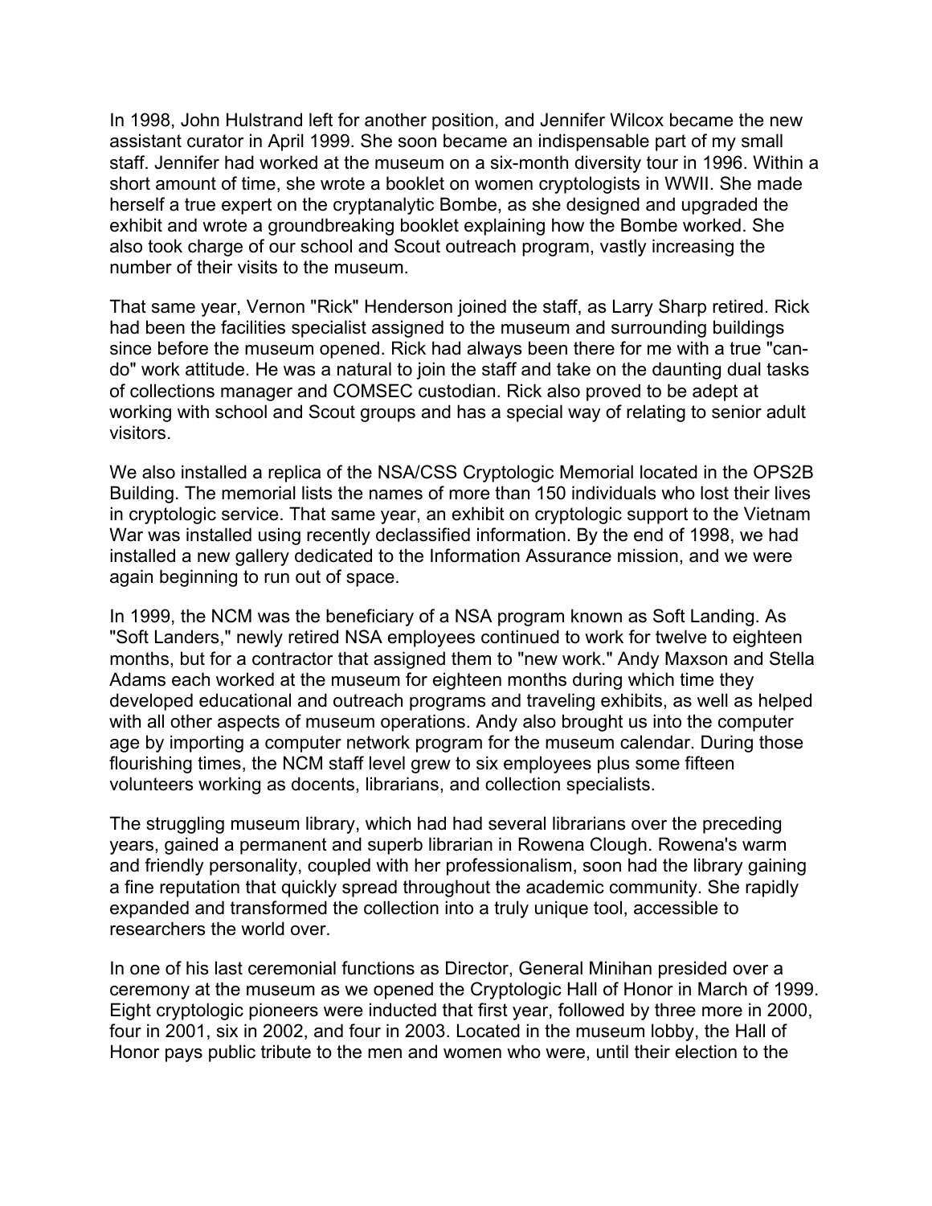In 1998, John Hulstrand left for another position, and Jennifer Wilcox became the new assistant curator in April 1999. She soon became an indispensable part of my small staff. Jennifer had worked at the museum on a six-month diversity tour in 1996. Within a short amount of time, she wrote a booklet on women cryptologists in WWII. She made herself a true expert on the cryptanalytic Bombe, as she designed and upgraded the exhibit and wrote a groundbreaking booklet explaining how the Bombe worked. She also took charge of our school and Scout outreach program, vastly increasing the number of their visits to the museum.

That same year, Vernon "Rick" Henderson joined the staff, as Larry Sharp retired. Rick had been the facilities specialist assigned to the museum and surrounding buildings since before the museum opened. Rick had always been there for me with a true "can-do" work attitude. He was a natural to join the staff and take on the daunting dual tasks of collections manager and COMSEC custodian. Rick also proved to be adept at working with school and Scout groups and has a special way of relating to senior adult visitors.

We also installed a replica of the NSA/CSS Cryptologic Memorial located in the OPS2B Building. The memorial lists the names of more than 150 individuals who lost their lives in cryptologic service. That same year, an exhibit on cryptologic support to the Vietnam War was installed using recently declassified information. By the end of 1998, we had installed a new gallery dedicated to the Information Assurance mission, and we were again beginning to run out of space.

In 1999, the NCM was the beneficiary of a NSA program known as Soft Landing. As "Soft Landers," newly retired NSA employees continued to work for twelve to eighteen months, but for a contractor that assigned them to "new work." Andy Maxson and Stella Adams each worked at the museum for eighteen months during which time they developed educational and outreach programs and traveling exhibits, as well as helped with all other aspects of museum operations. Andy also brought us into the computer age by importing a computer network program for the museum calendar. During those flourishing times, the NCM staff level grew to six employees plus some fifteen volunteers working as docents, librarians, and collection specialists.

The struggling museum library, which had had several librarians over the preceding years, gained a permanent and superb librarian in Rowena Clough. Rowena's warm and friendly personality, coupled with her professionalism, soon had the library gaining a fine reputation that quickly spread throughout the academic community. She rapidly expanded and transformed the collection into a truly unique tool, accessible to researchers the world over.

In one of his last ceremonial functions as Director, General Minihan presided over a ceremony at the museum as we opened the Cryptologic Hall of Honor in March of 1999. Eight cryptologic pioneers were inducted that first year, followed by three more in 2000, four in 2001, six in 2002, and four in 2003. Located in the museum lobby, the Hall of Honor pays public tribute to the men and women who were, until their election to the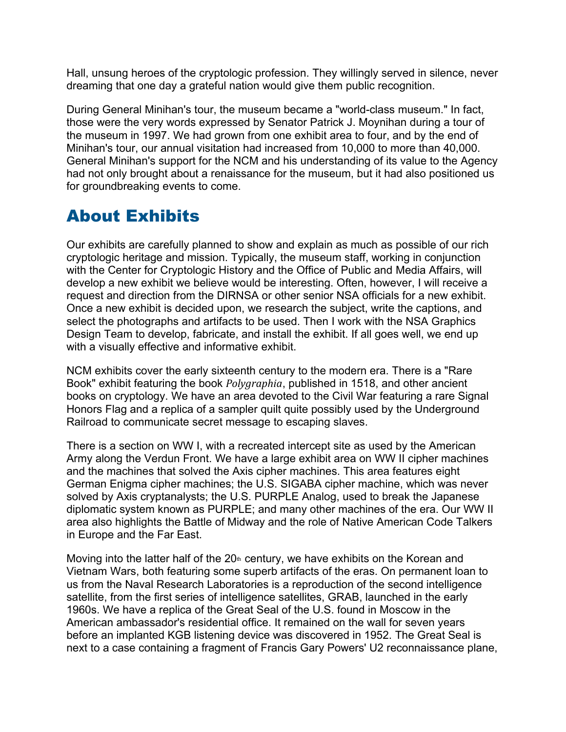Hall, unsung heroes of the cryptologic profession. They willingly served in silence, never dreaming that one day a grateful nation would give them public recognition.

During General Minihan's tour, the museum became a "world-class museum." In fact, those were the very words expressed by Senator Patrick J. Moynihan during a tour of the museum in 1997. We had grown from one exhibit area to four, and by the end of Minihan's tour, our annual visitation had increased from 10,000 to more than 40,000. General Minihan's support for the NCM and his understanding of its value to the Agency had not only brought about a renaissance for the museum, but it had also positioned us for groundbreaking events to come.

## About Exhibits

Our exhibits are carefully planned to show and explain as much as possible of our rich cryptologic heritage and mission. Typically, the museum staff, working in conjunction with the Center for Cryptologic History and the Office of Public and Media Affairs, will develop a new exhibit we believe would be interesting. Often, however, I will receive a request and direction from the DIRNSA or other senior NSA officials for a new exhibit. Once a new exhibit is decided upon, we research the subject, write the captions, and select the photographs and artifacts to be used. Then I work with the NSA Graphics Design Team to develop, fabricate, and install the exhibit. If all goes well, we end up with a visually effective and informative exhibit.

NCM exhibits cover the early sixteenth century to the modern era. There is a "Rare Book" exhibit featuring the book *Polygraphia*, published in 1518, and other ancient books on cryptology. We have an area devoted to the Civil War featuring a rare Signal Honors Flag and a replica of a sampler quilt quite possibly used by the Underground Railroad to communicate secret message to escaping slaves.

There is a section on WW I, with a recreated intercept site as used by the American Army along the Verdun Front. We have a large exhibit area on WW II cipher machines and the machines that solved the Axis cipher machines. This area features eight German Enigma cipher machines; the U.S. SIGABA cipher machine, which was never solved by Axis cryptanalysts; the U.S. PURPLE Analog, used to break the Japanese diplomatic system known as PURPLE; and many other machines of the era. Our WW II area also highlights the Battle of Midway and the role of Native American Code Talkers in Europe and the Far East.

Moving into the latter half of the 20th century, we have exhibits on the Korean and Vietnam Wars, both featuring some superb artifacts of the eras. On permanent loan to us from the Naval Research Laboratories is a reproduction of the second intelligence satellite, from the first series of intelligence satellites, GRAB, launched in the early 1960s. We have a replica of the Great Seal of the U.S. found in Moscow in the American ambassador's residential office. It remained on the wall for seven years before an implanted KGB listening device was discovered in 1952. The Great Seal is next to a case containing a fragment of Francis Gary Powers' U2 reconnaissance plane,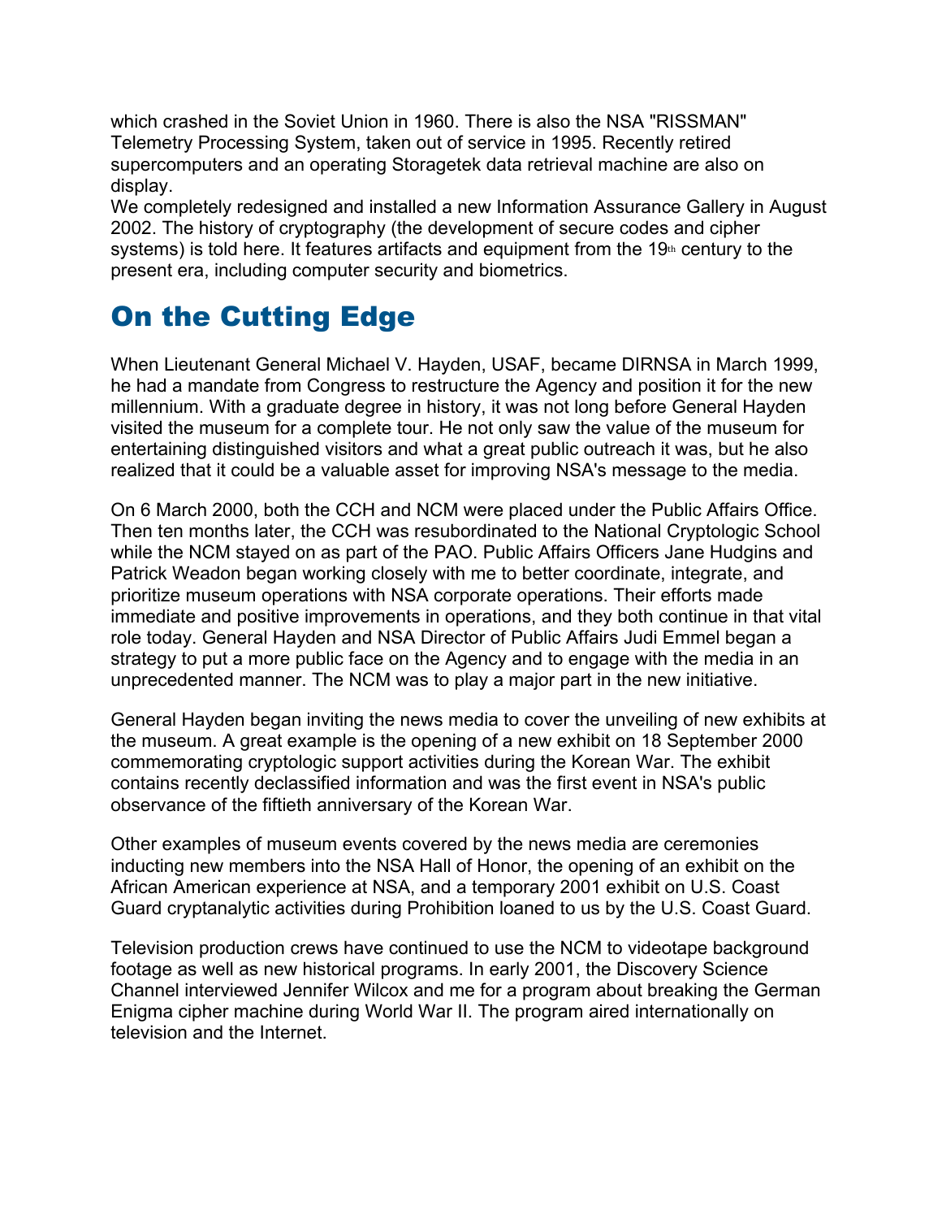which crashed in the Soviet Union in 1960. There is also the NSA "RISSMAN" Telemetry Processing System, taken out of service in 1995. Recently retired supercomputers and an operating Storagetek data retrieval machine are also on display.

We completely redesigned and installed a new Information Assurance Gallery in August 2002. The history of cryptography (the development of secure codes and cipher systems) is told here. It features artifacts and equipment from the 19th century to the present era, including computer security and biometrics.

## On the Cutting Edge

When Lieutenant General Michael V. Hayden, USAF, became DIRNSA in March 1999, he had a mandate from Congress to restructure the Agency and position it for the new millennium. With a graduate degree in history, it was not long before General Hayden visited the museum for a complete tour. He not only saw the value of the museum for entertaining distinguished visitors and what a great public outreach it was, but he also realized that it could be a valuable asset for improving NSA's message to the media.

On 6 March 2000, both the CCH and NCM were placed under the Public Affairs Office. Then ten months later, the CCH was resubordinated to the National Cryptologic School while the NCM stayed on as part of the PAO. Public Affairs Officers Jane Hudgins and Patrick Weadon began working closely with me to better coordinate, integrate, and prioritize museum operations with NSA corporate operations. Their efforts made immediate and positive improvements in operations, and they both continue in that vital role today. General Hayden and NSA Director of Public Affairs Judi Emmel began a strategy to put a more public face on the Agency and to engage with the media in an unprecedented manner. The NCM was to play a major part in the new initiative.

General Hayden began inviting the news media to cover the unveiling of new exhibits at the museum. A great example is the opening of a new exhibit on 18 September 2000 commemorating cryptologic support activities during the Korean War. The exhibit contains recently declassified information and was the first event in NSA's public observance of the fiftieth anniversary of the Korean War.

Other examples of museum events covered by the news media are ceremonies inducting new members into the NSA Hall of Honor, the opening of an exhibit on the African American experience at NSA, and a temporary 2001 exhibit on U.S. Coast Guard cryptanalytic activities during Prohibition loaned to us by the U.S. Coast Guard.

Television production crews have continued to use the NCM to videotape background footage as well as new historical programs. In early 2001, the Discovery Science Channel interviewed Jennifer Wilcox and me for a program about breaking the German Enigma cipher machine during World War II. The program aired internationally on television and the Internet.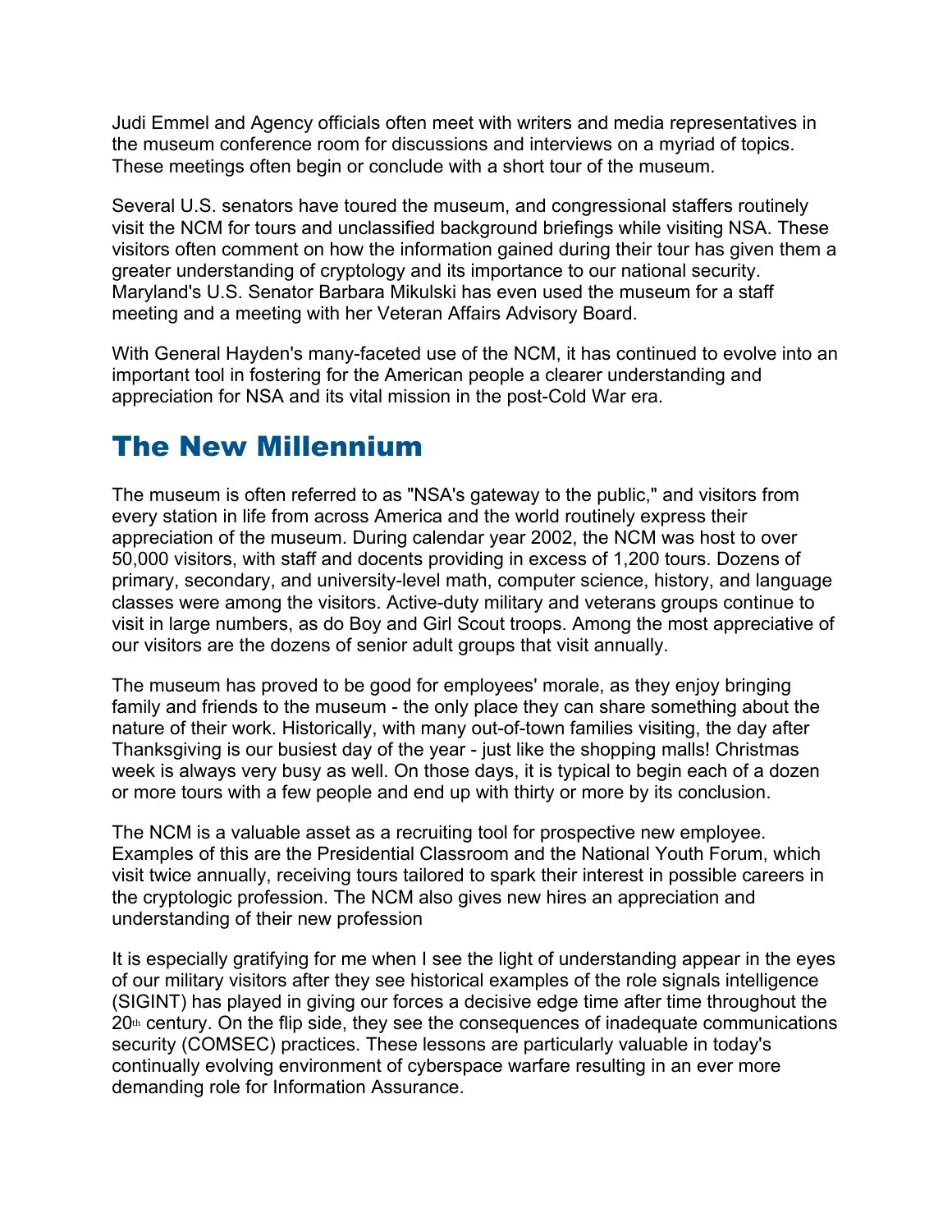Judi Emmel and Agency officials often meet with writers and media representatives in the museum conference room for discussions and interviews on a myriad of topics. These meetings often begin or conclude with a short tour of the museum.

Several U.S. senators have toured the museum, and congressional staffers routinely visit the NCM for tours and unclassified background briefings while visiting NSA. These visitors often comment on how the information gained during their tour has given them a greater understanding of cryptology and its importance to our national security. Maryland's U.S. Senator Barbara Mikulski has even used the museum for a staff meeting and a meeting with her Veteran Affairs Advisory Board.

With General Hayden's many-faceted use of the NCM, it has continued to evolve into an important tool in fostering for the American people a clearer understanding and appreciation for NSA and its vital mission in the post-Cold War era.

## The New Millennium

The museum is often referred to as "NSA's gateway to the public," and visitors from every station in life from across America and the world routinely express their appreciation of the museum. During calendar year 2002, the NCM was host to over 50,000 visitors, with staff and docents providing in excess of 1,200 tours. Dozens of primary, secondary, and university-level math, computer science, history, and language classes were among the visitors. Active-duty military and veterans groups continue to visit in large numbers, as do Boy and Girl Scout troops. Among the most appreciative of our visitors are the dozens of senior adult groups that visit annually.

The museum has proved to be good for employees' morale, as they enjoy bringing family and friends to the museum - the only place they can share something about the nature of their work. Historically, with many out-of-town families visiting, the day after Thanksgiving is our busiest day of the year - just like the shopping malls! Christmas week is always very busy as well. On those days, it is typical to begin each of a dozen or more tours with a few people and end up with thirty or more by its conclusion.

The NCM is a valuable asset as a recruiting tool for prospective new employee. Examples of this are the Presidential Classroom and the National Youth Forum, which visit twice annually, receiving tours tailored to spark their interest in possible careers in the cryptologic profession. The NCM also gives new hires an appreciation and understanding of their new profession

It is especially gratifying for me when I see the light of understanding appear in the eyes of our military visitors after they see historical examples of the role signals intelligence (SIGINT) has played in giving our forces a decisive edge time after time throughout the 20th century. On the flip side, they see the consequences of inadequate communications security (COMSEC) practices. These lessons are particularly valuable in today's continually evolving environment of cyberspace warfare resulting in an ever more demanding role for Information Assurance.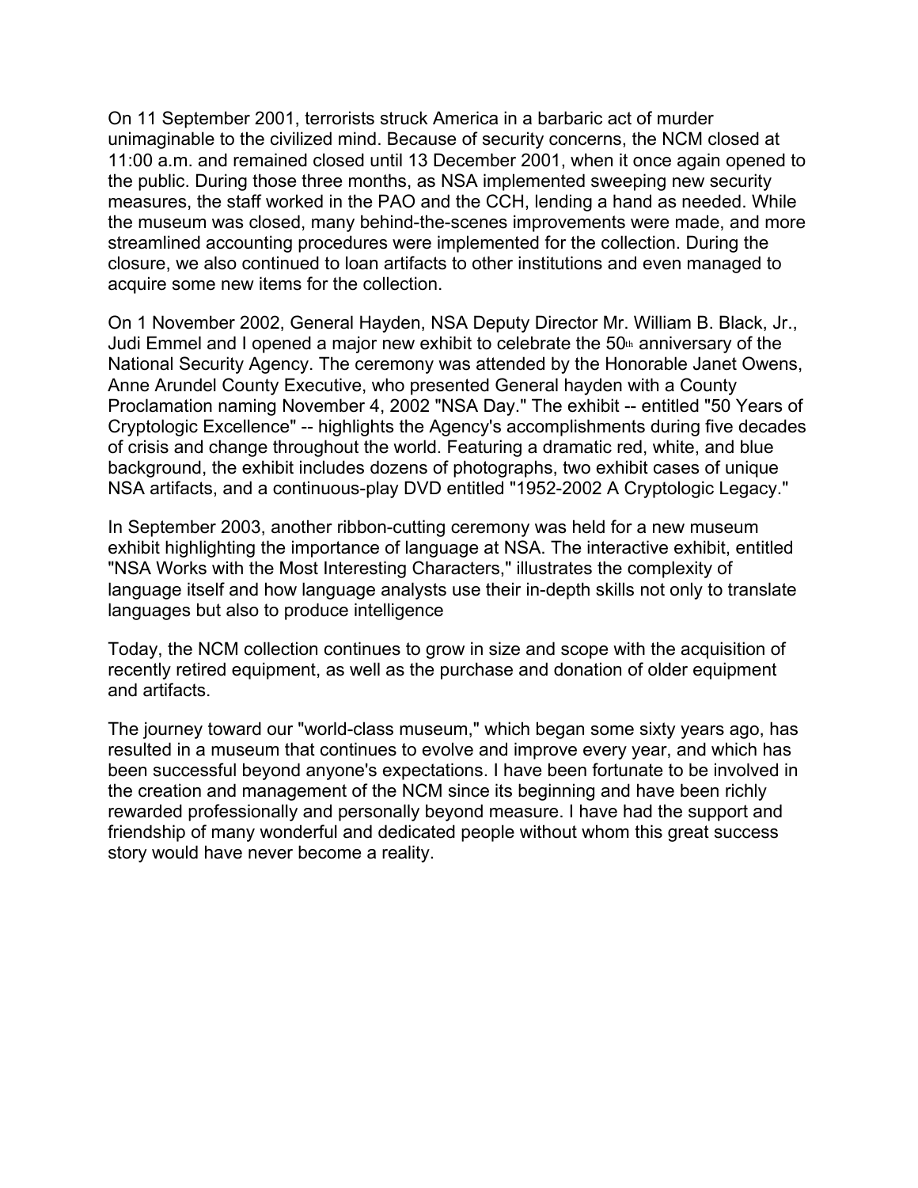On 11 September 2001, terrorists struck America in a barbaric act of murder unimaginable to the civilized mind. Because of security concerns, the NCM closed at 11:00 a.m. and remained closed until 13 December 2001, when it once again opened to the public. During those three months, as NSA implemented sweeping new security measures, the staff worked in the PAO and the CCH, lending a hand as needed. While the museum was closed, many behind-the-scenes improvements were made, and more streamlined accounting procedures were implemented for the collection. During the closure, we also continued to loan artifacts to other institutions and even managed to acquire some new items for the collection.

On 1 November 2002, General Hayden, NSA Deputy Director Mr. William B. Black, Jr., Judi Emmel and I opened a major new exhibit to celebrate the 50th anniversary of the National Security Agency. The ceremony was attended by the Honorable Janet Owens, Anne Arundel County Executive, who presented General hayden with a County Proclamation naming November 4, 2002 "NSA Day." The exhibit -- entitled "50 Years of Cryptologic Excellence" -- highlights the Agency's accomplishments during five decades of crisis and change throughout the world. Featuring a dramatic red, white, and blue background, the exhibit includes dozens of photographs, two exhibit cases of unique NSA artifacts, and a continuous-play DVD entitled "1952-2002 A Cryptologic Legacy."

In September 2003, another ribbon-cutting ceremony was held for a new museum exhibit highlighting the importance of language at NSA. The interactive exhibit, entitled "NSA Works with the Most Interesting Characters," illustrates the complexity of language itself and how language analysts use their in-depth skills not only to translate languages but also to produce intelligence

Today, the NCM collection continues to grow in size and scope with the acquisition of recently retired equipment, as well as the purchase and donation of older equipment and artifacts.

The journey toward our "world-class museum," which began some sixty years ago, has resulted in a museum that continues to evolve and improve every year, and which has been successful beyond anyone's expectations. I have been fortunate to be involved in the creation and management of the NCM since its beginning and have been richly rewarded professionally and personally beyond measure. I have had the support and friendship of many wonderful and dedicated people without whom this great success story would have never become a reality.